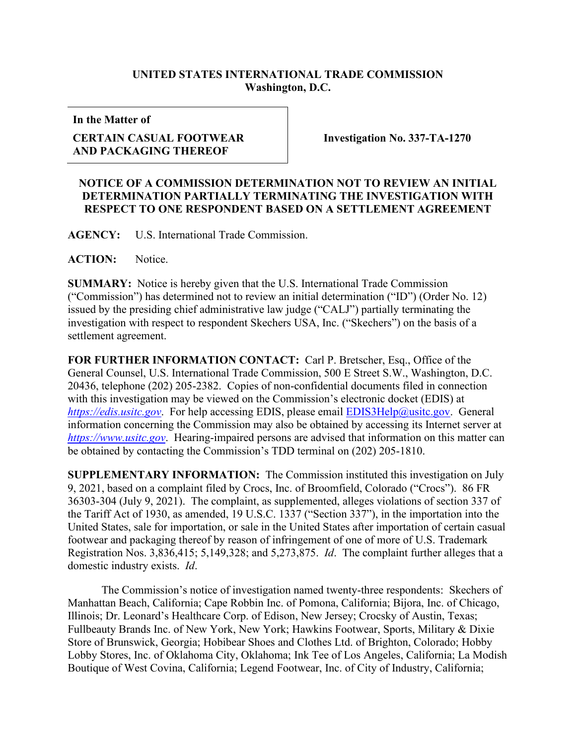**UNITED STATES INTERNATIONAL TRADE COMMISSION**
**Washington, D.C.**

| **In the Matter of** **CERTAIN CASUAL FOOTWEAR AND PACKAGING THEREOF** | **Investigation No. 337-TA-1270** |
|---|---|

**NOTICE OF A COMMISSION DETERMINATION NOT TO REVIEW AN INITIAL DETERMINATION PARTIALLY TERMINATING THE INVESTIGATION WITH RESPECT TO ONE RESPONDENT BASED ON A SETTLEMENT AGREEMENT**

**AGENCY:** U.S. International Trade Commission.

**ACTION:** Notice.

**SUMMARY:** Notice is hereby given that the U.S. International Trade Commission ("Commission") has determined not to review an initial determination ("ID") (Order No. 12) issued by the presiding chief administrative law judge ("CALJ") partially terminating the investigation with respect to respondent Skechers USA, Inc. ("Skechers") on the basis of a settlement agreement.

**FOR FURTHER INFORMATION CONTACT:** Carl P. Bretscher, Esq., Office of the General Counsel, U.S. International Trade Commission, 500 E Street S.W., Washington, D.C. 20436, telephone (202) 205-2382. Copies of non-confidential documents filed in connection with this investigation may be viewed on the Commission's electronic docket (EDIS) at *https://edis.usitc.gov*. For help accessing EDIS, please email EDIS3Help@usitc.gov. General information concerning the Commission may also be obtained by accessing its Internet server at *https://www.usitc.gov*. Hearing-impaired persons are advised that information on this matter can be obtained by contacting the Commission's TDD terminal on (202) 205-1810.

**SUPPLEMENTARY INFORMATION:** The Commission instituted this investigation on July 9, 2021, based on a complaint filed by Crocs, Inc. of Broomfield, Colorado ("Crocs"). 86 FR 36303-304 (July 9, 2021). The complaint, as supplemented, alleges violations of section 337 of the Tariff Act of 1930, as amended, 19 U.S.C. 1337 ("Section 337"), in the importation into the United States, sale for importation, or sale in the United States after importation of certain casual footwear and packaging thereof by reason of infringement of one of more of U.S. Trademark Registration Nos. 3,836,415; 5,149,328; and 5,273,875. *Id*. The complaint further alleges that a domestic industry exists. *Id*.

The Commission's notice of investigation named twenty-three respondents: Skechers of Manhattan Beach, California; Cape Robbin Inc. of Pomona, California; Bijora, Inc. of Chicago, Illinois; Dr. Leonard's Healthcare Corp. of Edison, New Jersey; Crocsky of Austin, Texas; Fullbeauty Brands Inc. of New York, New York; Hawkins Footwear, Sports, Military & Dixie Store of Brunswick, Georgia; Hobibear Shoes and Clothes Ltd. of Brighton, Colorado; Hobby Lobby Stores, Inc. of Oklahoma City, Oklahoma; Ink Tee of Los Angeles, California; La Modish Boutique of West Covina, California; Legend Footwear, Inc. of City of Industry, California;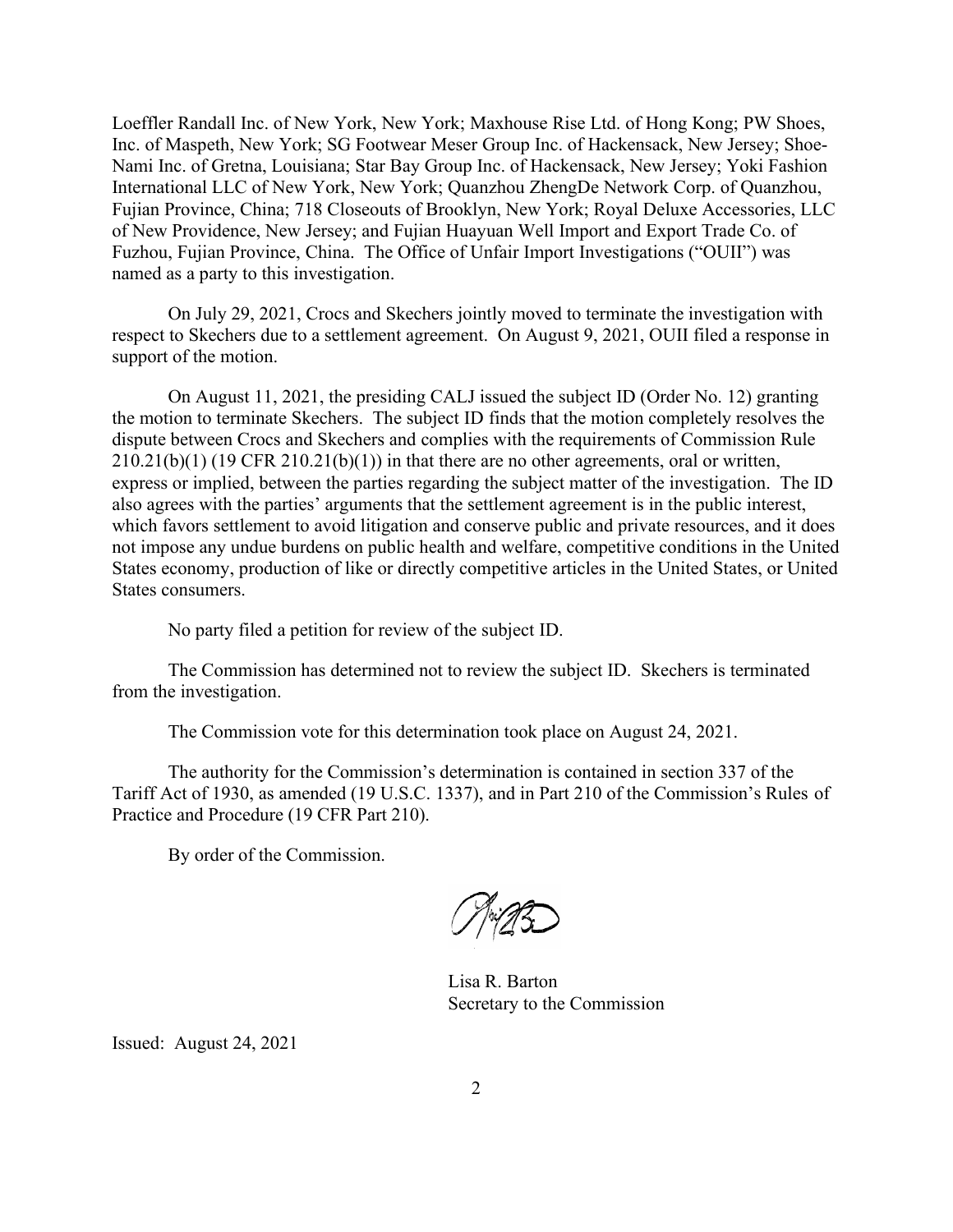Loeffler Randall Inc. of New York, New York; Maxhouse Rise Ltd. of Hong Kong; PW Shoes, Inc. of Maspeth, New York; SG Footwear Meser Group Inc. of Hackensack, New Jersey; Shoe-Nami Inc. of Gretna, Louisiana; Star Bay Group Inc. of Hackensack, New Jersey; Yoki Fashion International LLC of New York, New York; Quanzhou ZhengDe Network Corp. of Quanzhou, Fujian Province, China; 718 Closeouts of Brooklyn, New York; Royal Deluxe Accessories, LLC of New Providence, New Jersey; and Fujian Huayuan Well Import and Export Trade Co. of Fuzhou, Fujian Province, China. The Office of Unfair Import Investigations ("OUII") was named as a party to this investigation.

On July 29, 2021, Crocs and Skechers jointly moved to terminate the investigation with respect to Skechers due to a settlement agreement. On August 9, 2021, OUII filed a response in support of the motion.

On August 11, 2021, the presiding CALJ issued the subject ID (Order No. 12) granting the motion to terminate Skechers. The subject ID finds that the motion completely resolves the dispute between Crocs and Skechers and complies with the requirements of Commission Rule 210.21(b)(1) (19 CFR 210.21(b)(1)) in that there are no other agreements, oral or written, express or implied, between the parties regarding the subject matter of the investigation. The ID also agrees with the parties' arguments that the settlement agreement is in the public interest, which favors settlement to avoid litigation and conserve public and private resources, and it does not impose any undue burdens on public health and welfare, competitive conditions in the United States economy, production of like or directly competitive articles in the United States, or United States consumers.

No party filed a petition for review of the subject ID.

The Commission has determined not to review the subject ID. Skechers is terminated from the investigation.

The Commission vote for this determination took place on August 24, 2021.

The authority for the Commission's determination is contained in section 337 of the Tariff Act of 1930, as amended (19 U.S.C. 1337), and in Part 210 of the Commission's Rules of Practice and Procedure (19 CFR Part 210).

By order of the Commission.

Lisa R. Barton
Secretary to the Commission

Issued: August 24, 2021